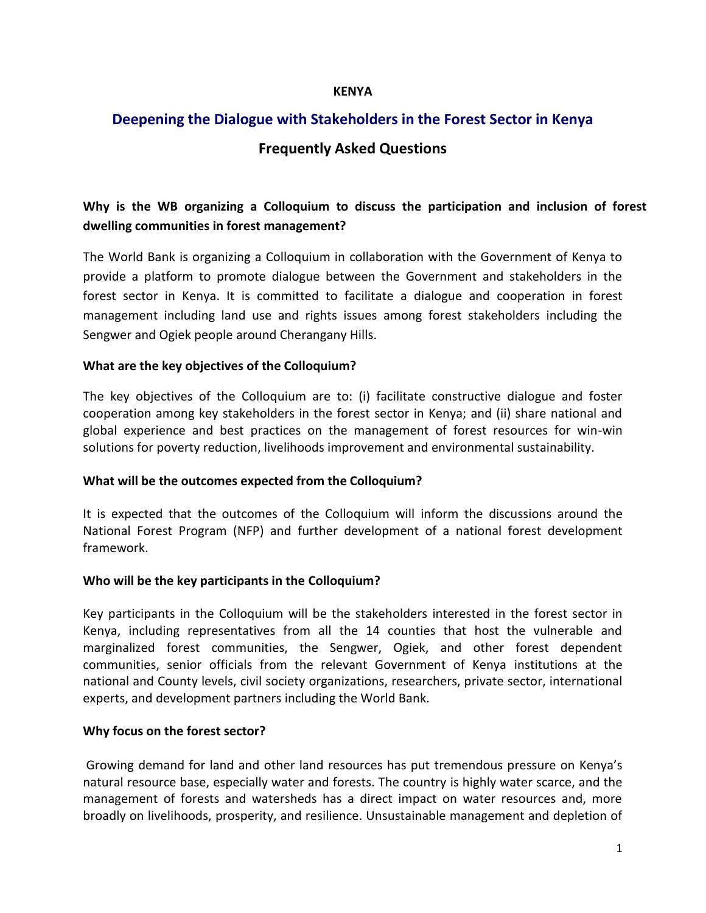**KENYA**

# Deepening the Dialogue with Stakeholders in the Forest Sector in Kenya

## Frequently Asked Questions

### Why is the WB organizing a Colloquium to discuss the participation and inclusion of forest dwelling communities in forest management?

The World Bank is organizing a Colloquium in collaboration with the Government of Kenya to provide a platform to promote dialogue between the Government and stakeholders in the forest sector in Kenya. It is committed to facilitate a dialogue and cooperation in forest management including land use and rights issues among forest stakeholders including the Sengwer and Ogiek people around Cherangany Hills.

### What are the key objectives of the Colloquium?

The key objectives of the Colloquium are to: (i) facilitate constructive dialogue and foster cooperation among key stakeholders in the forest sector in Kenya; and (ii) share national and global experience and best practices on the management of forest resources for win-win solutions for poverty reduction, livelihoods improvement and environmental sustainability.

### What will be the outcomes expected from the Colloquium?

It is expected that the outcomes of the Colloquium will inform the discussions around the National Forest Program (NFP) and further development of a national forest development framework.

### Who will be the key participants in the Colloquium?

Key participants in the Colloquium will be the stakeholders interested in the forest sector in Kenya, including representatives from all the 14 counties that host the vulnerable and marginalized forest communities, the Sengwer, Ogiek, and other forest dependent communities, senior officials from the relevant Government of Kenya institutions at the national and County levels, civil society organizations, researchers, private sector, international experts, and development partners including the World Bank.

### Why focus on the forest sector?

Growing demand for land and other land resources has put tremendous pressure on Kenya's natural resource base, especially water and forests. The country is highly water scarce, and the management of forests and watersheds has a direct impact on water resources and, more broadly on livelihoods, prosperity, and resilience. Unsustainable management and depletion of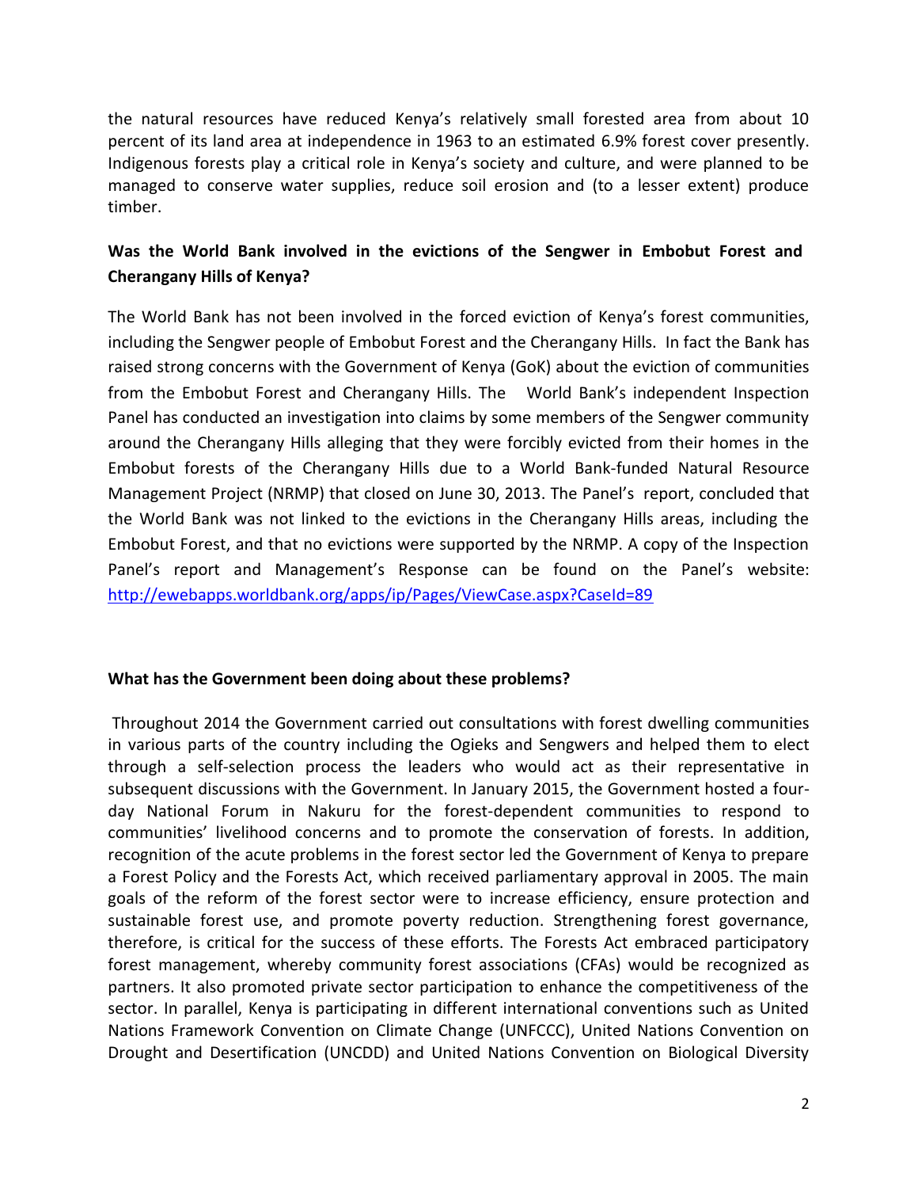the natural resources have reduced Kenya's relatively small forested area from about 10 percent of its land area at independence in 1963 to an estimated 6.9% forest cover presently. Indigenous forests play a critical role in Kenya's society and culture, and were planned to be managed to conserve water supplies, reduce soil erosion and (to a lesser extent) produce timber.

**Was the World Bank involved in the evictions of the Sengwer in Embobut Forest and Cherangany Hills of Kenya?**

The World Bank has not been involved in the forced eviction of Kenya's forest communities, including the Sengwer people of Embobut Forest and the Cherangany Hills. In fact the Bank has raised strong concerns with the Government of Kenya (GoK) about the eviction of communities from the Embobut Forest and Cherangany Hills. The World Bank's independent Inspection Panel has conducted an investigation into claims by some members of the Sengwer community around the Cherangany Hills alleging that they were forcibly evicted from their homes in the Embobut forests of the Cherangany Hills due to a World Bank-funded Natural Resource Management Project (NRMP) that closed on June 30, 2013. The Panel's report, concluded that the World Bank was not linked to the evictions in the Cherangany Hills areas, including the Embobut Forest, and that no evictions were supported by the NRMP. A copy of the Inspection Panel's report and Management's Response can be found on the Panel's website: [http://ewebapps.worldbank.org/apps/ip/Pages/ViewCase.aspx?CaseId=89](http://ewebapps.worldbank.org/apps/ip/Pages/ViewCase.aspx?CaseId=89)

**What has the Government been doing about these problems?**

Throughout 2014 the Government carried out consultations with forest dwelling communities in various parts of the country including the Ogieks and Sengwers and helped them to elect through a self-selection process the leaders who would act as their representative in subsequent discussions with the Government. In January 2015, the Government hosted a four-day National Forum in Nakuru for the forest-dependent communities to respond to communities' livelihood concerns and to promote the conservation of forests. In addition, recognition of the acute problems in the forest sector led the Government of Kenya to prepare a Forest Policy and the Forests Act, which received parliamentary approval in 2005. The main goals of the reform of the forest sector were to increase efficiency, ensure protection and sustainable forest use, and promote poverty reduction. Strengthening forest governance, therefore, is critical for the success of these efforts. The Forests Act embraced participatory forest management, whereby community forest associations (CFAs) would be recognized as partners. It also promoted private sector participation to enhance the competitiveness of the sector. In parallel, Kenya is participating in different international conventions such as United Nations Framework Convention on Climate Change (UNFCCC), United Nations Convention on Drought and Desertification (UNCDD) and United Nations Convention on Biological Diversity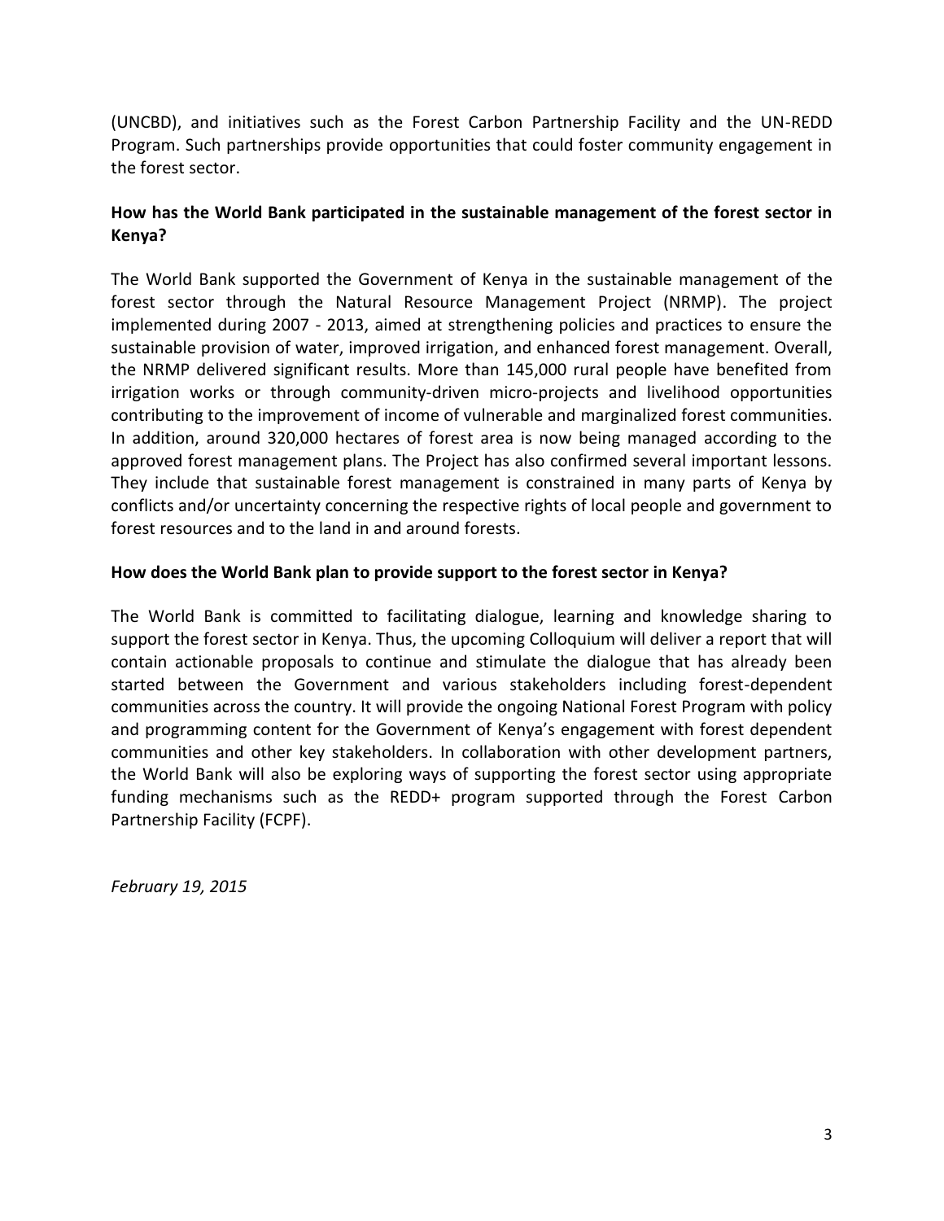(UNCBD), and initiatives such as the Forest Carbon Partnership Facility and the UN-REDD Program. Such partnerships provide opportunities that could foster community engagement in the forest sector.

**How has the World Bank participated in the sustainable management of the forest sector in Kenya?**

The World Bank supported the Government of Kenya in the sustainable management of the forest sector through the Natural Resource Management Project (NRMP). The project implemented during 2007 - 2013, aimed at strengthening policies and practices to ensure the sustainable provision of water, improved irrigation, and enhanced forest management. Overall, the NRMP delivered significant results. More than 145,000 rural people have benefited from irrigation works or through community-driven micro-projects and livelihood opportunities contributing to the improvement of income of vulnerable and marginalized forest communities. In addition, around 320,000 hectares of forest area is now being managed according to the approved forest management plans. The Project has also confirmed several important lessons. They include that sustainable forest management is constrained in many parts of Kenya by conflicts and/or uncertainty concerning the respective rights of local people and government to forest resources and to the land in and around forests.

**How does the World Bank plan to provide support to the forest sector in Kenya?**

The World Bank is committed to facilitating dialogue, learning and knowledge sharing to support the forest sector in Kenya. Thus, the upcoming Colloquium will deliver a report that will contain actionable proposals to continue and stimulate the dialogue that has already been started between the Government and various stakeholders including forest-dependent communities across the country. It will provide the ongoing National Forest Program with policy and programming content for the Government of Kenya's engagement with forest dependent communities and other key stakeholders. In collaboration with other development partners, the World Bank will also be exploring ways of supporting the forest sector using appropriate funding mechanisms such as the REDD+ program supported through the Forest Carbon Partnership Facility (FCPF).

*February 19, 2015*